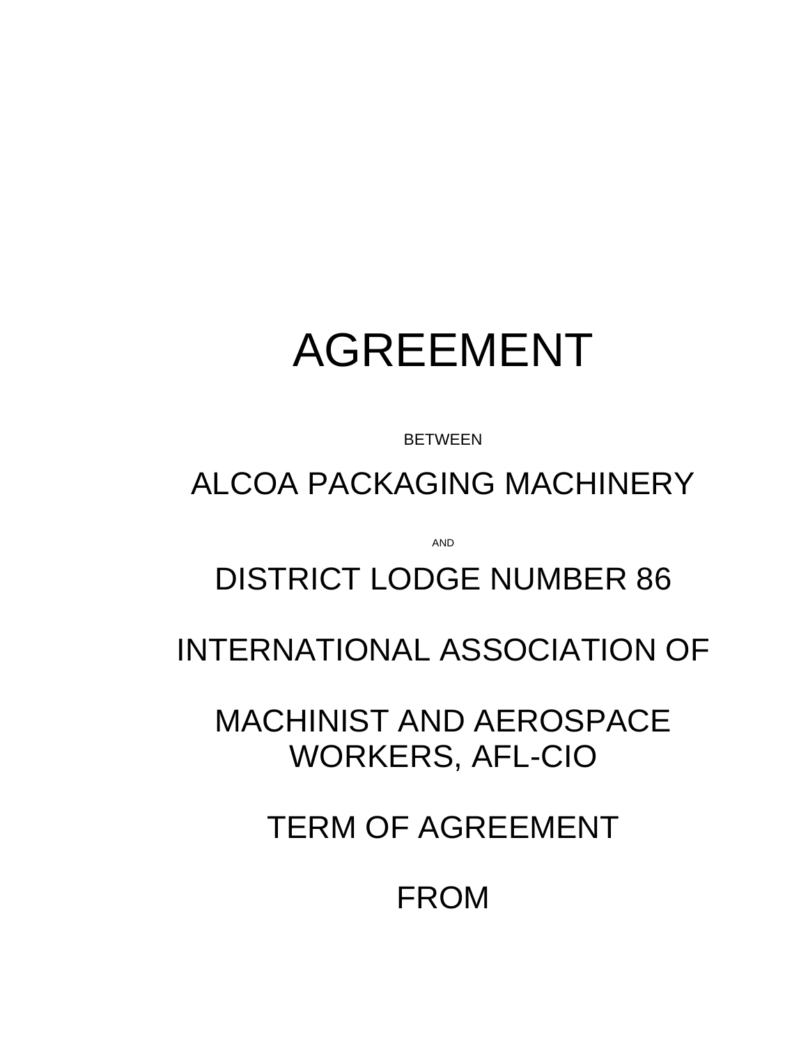# AGREEMENT

BETWEEN

## ALCOA PACKAGING MACHINERY

AND

## DISTRICT LODGE NUMBER 86

## INTERNATIONAL ASSOCIATION OF

## MACHINIST AND AEROSPACE WORKERS, AFL-CIO

## TERM OF AGREEMENT

## FROM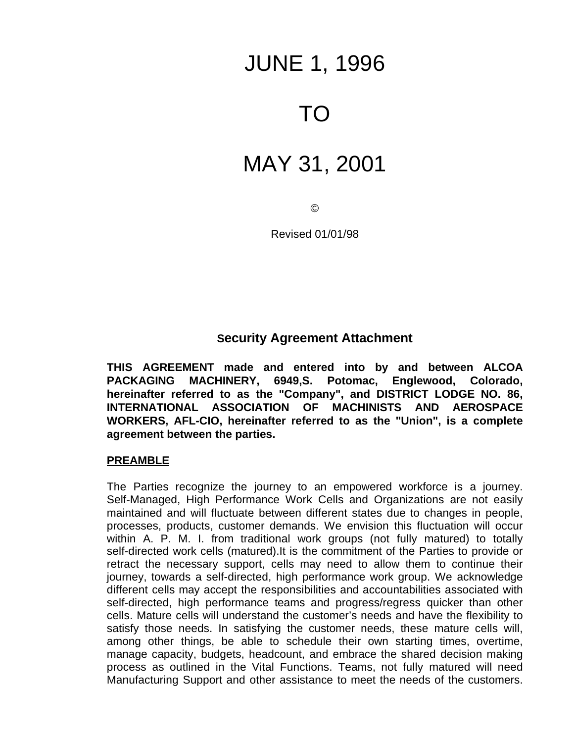# JUNE 1, 1996

# TO

# MAY 31, 2001

©

Revised 01/01/98

## Security Agreement Attachment

**THIS AGREEMENT made and entered into by and between ALCOA PACKAGING MACHINERY, 6949,S. Potomac, Englewood, Colorado, hereinafter referred to as the "Company", and DISTRICT LODGE NO. 86, INTERNATIONAL ASSOCIATION OF MACHINISTS AND AEROSPACE WORKERS, AFL-CIO, hereinafter referred to as the "Union", is a complete agreement between the parties.**

**PREAMBLE**

The Parties recognize the journey to an empowered workforce is a journey. Self-Managed, High Performance Work Cells and Organizations are not easily maintained and will fluctuate between different states due to changes in people, processes, products, customer demands. We envision this fluctuation will occur within A. P. M. I. from traditional work groups (not fully matured) to totally self-directed work cells (matured).It is the commitment of the Parties to provide or retract the necessary support, cells may need to allow them to continue their journey, towards a self-directed, high performance work group. We acknowledge different cells may accept the responsibilities and accountabilities associated with self-directed, high performance teams and progress/regress quicker than other cells. Mature cells will understand the customer's needs and have the flexibility to satisfy those needs. In satisfying the customer needs, these mature cells will, among other things, be able to schedule their own starting times, overtime, manage capacity, budgets, headcount, and embrace the shared decision making process as outlined in the Vital Functions. Teams, not fully matured will need Manufacturing Support and other assistance to meet the needs of the customers.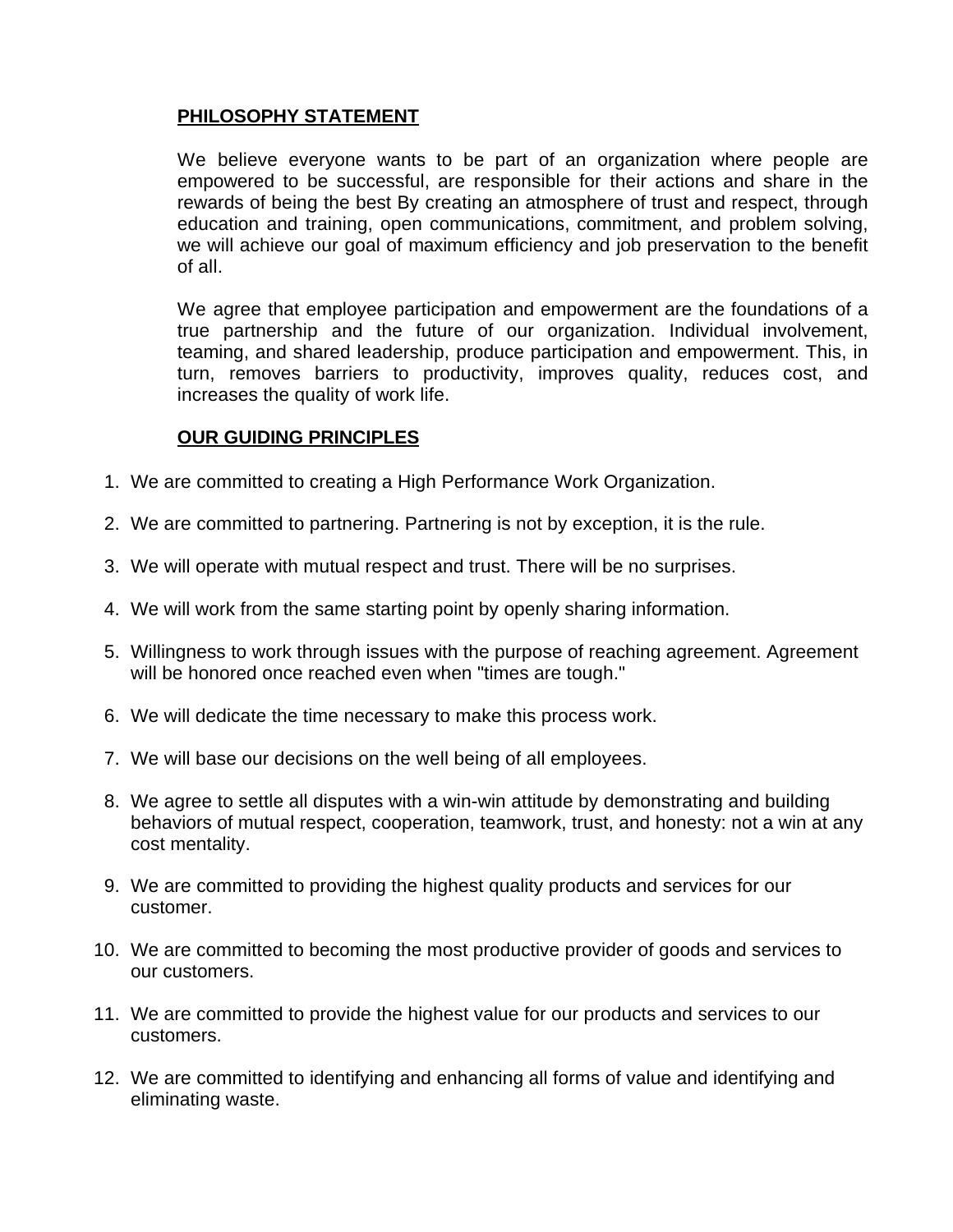## PHILOSOPHY STATEMENT

We believe everyone wants to be part of an organization where people are empowered to be successful, are responsible for their actions and share in the rewards of being the best By creating an atmosphere of trust and respect, through education and training, open communications, commitment, and problem solving, we will achieve our goal of maximum efficiency and job preservation to the benefit of all.

We agree that employee participation and empowerment are the foundations of a true partnership and the future of our organization. Individual involvement, teaming, and shared leadership, produce participation and empowerment. This, in turn, removes barriers to productivity, improves quality, reduces cost, and increases the quality of work life.

## OUR GUIDING PRINCIPLES

1. We are committed to creating a High Performance Work Organization.
2. We are committed to partnering. Partnering is not by exception, it is the rule.
3. We will operate with mutual respect and trust. There will be no surprises.
4. We will work from the same starting point by openly sharing information.
5. Willingness to work through issues with the purpose of reaching agreement. Agreement will be honored once reached even when "times are tough."
6. We will dedicate the time necessary to make this process work.
7. We will base our decisions on the well being of all employees.
8. We agree to settle all disputes with a win-win attitude by demonstrating and building behaviors of mutual respect, cooperation, teamwork, trust, and honesty: not a win at any cost mentality.
9. We are committed to providing the highest quality products and services for our customer.
10. We are committed to becoming the most productive provider of goods and services to our customers.
11. We are committed to provide the highest value for our products and services to our customers.
12. We are committed to identifying and enhancing all forms of value and identifying and eliminating waste.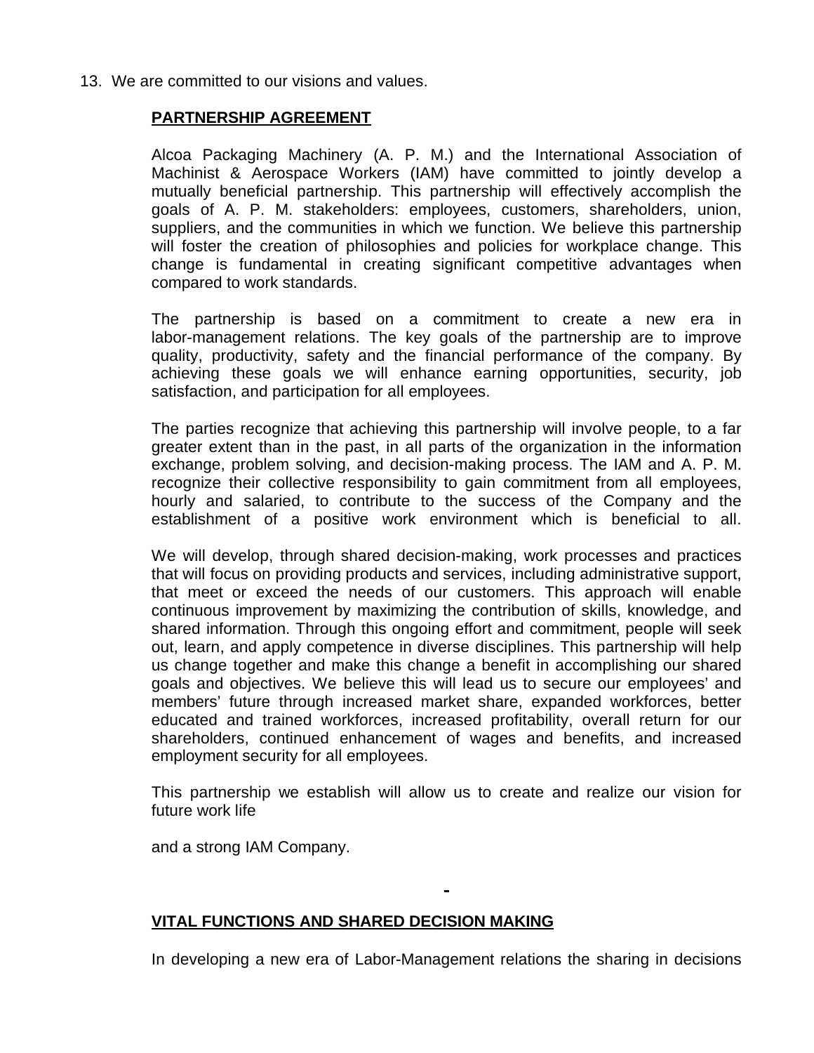13. We are committed to our visions and values.

## PARTNERSHIP AGREEMENT

Alcoa Packaging Machinery (A. P. M.) and the International Association of Machinist & Aerospace Workers (IAM) have committed to jointly develop a mutually beneficial partnership. This partnership will effectively accomplish the goals of A. P. M. stakeholders: employees, customers, shareholders, union, suppliers, and the communities in which we function. We believe this partnership will foster the creation of philosophies and policies for workplace change. This change is fundamental in creating significant competitive advantages when compared to work standards.

The partnership is based on a commitment to create a new era in labor-management relations. The key goals of the partnership are to improve quality, productivity, safety and the financial performance of the company. By achieving these goals we will enhance earning opportunities, security, job satisfaction, and participation for all employees.

The parties recognize that achieving this partnership will involve people, to a far greater extent than in the past, in all parts of the organization in the information exchange, problem solving, and decision-making process. The IAM and A. P. M. recognize their collective responsibility to gain commitment from all employees, hourly and salaried, to contribute to the success of the Company and the establishment of a positive work environment which is beneficial to all.

We will develop, through shared decision-making, work processes and practices that will focus on providing products and services, including administrative support, that meet or exceed the needs of our customers. This approach will enable continuous improvement by maximizing the contribution of skills, knowledge, and shared information. Through this ongoing effort and commitment, people will seek out, learn, and apply competence in diverse disciplines. This partnership will help us change together and make this change a benefit in accomplishing our shared goals and objectives. We believe this will lead us to secure our employees' and members' future through increased market share, expanded workforces, better educated and trained workforces, increased profitability, overall return for our shareholders, continued enhancement of wages and benefits, and increased employment security for all employees.

This partnership we establish will allow us to create and realize our vision for future work life

and a strong IAM Company.

-

## VITAL FUNCTIONS AND SHARED DECISION MAKING

In developing a new era of Labor-Management relations the sharing in decisions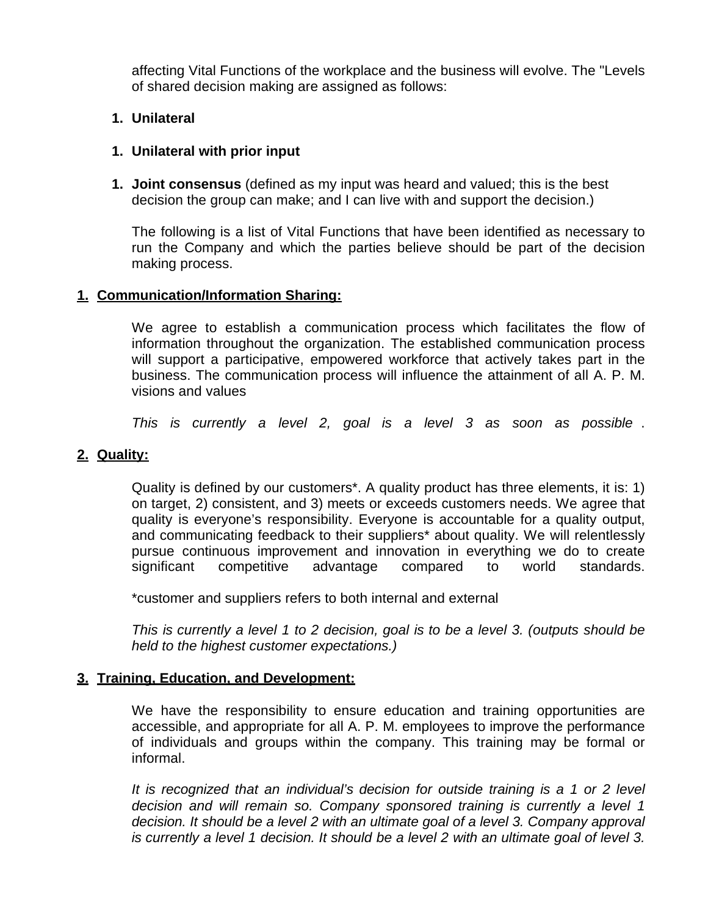affecting Vital Functions of the workplace and the business will evolve. The "Levels of shared decision making are assigned as follows:

1. **Unilateral**

1. **Unilateral with prior input**

1. **Joint consensus** (defined as my input was heard and valued; this is the best decision the group can make; and I can live with and support the decision.)

The following is a list of Vital Functions that have been identified as necessary to run the Company and which the parties believe should be part of the decision making process.

**1. <u>Communication/Information Sharing:</u>**

We agree to establish a communication process which facilitates the flow of information throughout the organization. The established communication process will support a participative, empowered workforce that actively takes part in the business. The communication process will influence the attainment of all A. P. M. visions and values

*This is currently a level 2, goal is a level 3 as soon as possible* .

**2. <u>Quality:</u>**

Quality is defined by our customers*. A quality product has three elements, it is: 1) on target, 2) consistent, and 3) meets or exceeds customers needs. We agree that quality is everyone's responsibility. Everyone is accountable for a quality output, and communicating feedback to their suppliers* about quality. We will relentlessly pursue continuous improvement and innovation in everything we do to create significant competitive advantage compared to world standards.

*customer and suppliers refers to both internal and external

*This is currently a level 1 to 2 decision, goal is to be a level 3. (outputs should be held to the highest customer expectations.)*

**3. <u>Training, Education, and Development:</u>**

We have the responsibility to ensure education and training opportunities are accessible, and appropriate for all A. P. M. employees to improve the performance of individuals and groups within the company. This training may be formal or informal.

*It is recognized that an individual's decision for outside training is a 1 or 2 level decision and will remain so. Company sponsored training is currently a level 1 decision. It should be a level 2 with an ultimate goal of a level 3. Company approval is currently a level 1 decision. It should be a level 2 with an ultimate goal of level 3.*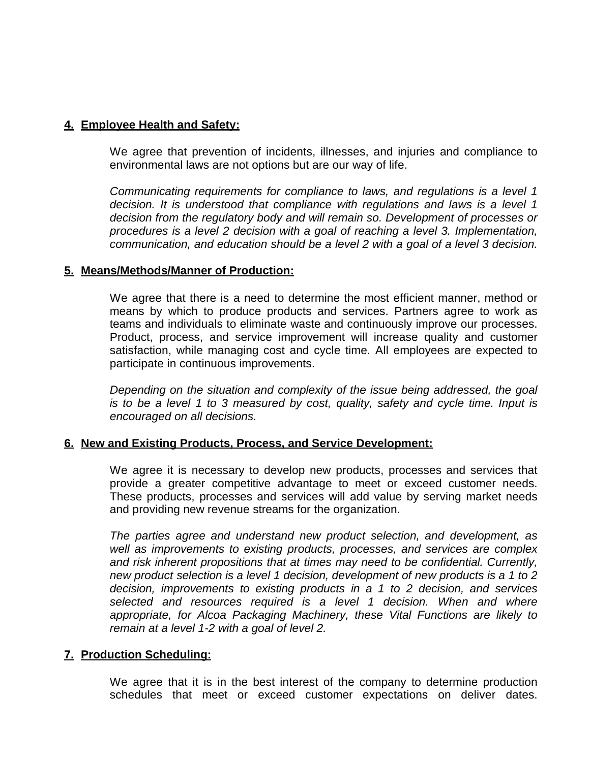**4. Employee Health and Safety:**

We agree that prevention of incidents, illnesses, and injuries and compliance to environmental laws are not options but are our way of life.

*Communicating requirements for compliance to laws, and regulations is a level 1 decision. It is understood that compliance with regulations and laws is a level 1 decision from the regulatory body and will remain so. Development of processes or procedures is a level 2 decision with a goal of reaching a level 3. Implementation, communication, and education should be a level 2 with a goal of a level 3 decision.*

**5. Means/Methods/Manner of Production:**

We agree that there is a need to determine the most efficient manner, method or means by which to produce products and services. Partners agree to work as teams and individuals to eliminate waste and continuously improve our processes. Product, process, and service improvement will increase quality and customer satisfaction, while managing cost and cycle time. All employees are expected to participate in continuous improvements.

*Depending on the situation and complexity of the issue being addressed, the goal is to be a level 1 to 3 measured by cost, quality, safety and cycle time. Input is encouraged on all decisions.*

**6. New and Existing Products, Process, and Service Development:**

We agree it is necessary to develop new products, processes and services that provide a greater competitive advantage to meet or exceed customer needs. These products, processes and services will add value by serving market needs and providing new revenue streams for the organization.

*The parties agree and understand new product selection, and development, as well as improvements to existing products, processes, and services are complex and risk inherent propositions that at times may need to be confidential. Currently, new product selection is a level 1 decision, development of new products is a 1 to 2 decision, improvements to existing products in a 1 to 2 decision, and services selected and resources required is a level 1 decision. When and where appropriate, for Alcoa Packaging Machinery, these Vital Functions are likely to remain at a level 1-2 with a goal of level 2.*

**7. Production Scheduling:**

We agree that it is in the best interest of the company to determine production schedules that meet or exceed customer expectations on deliver dates.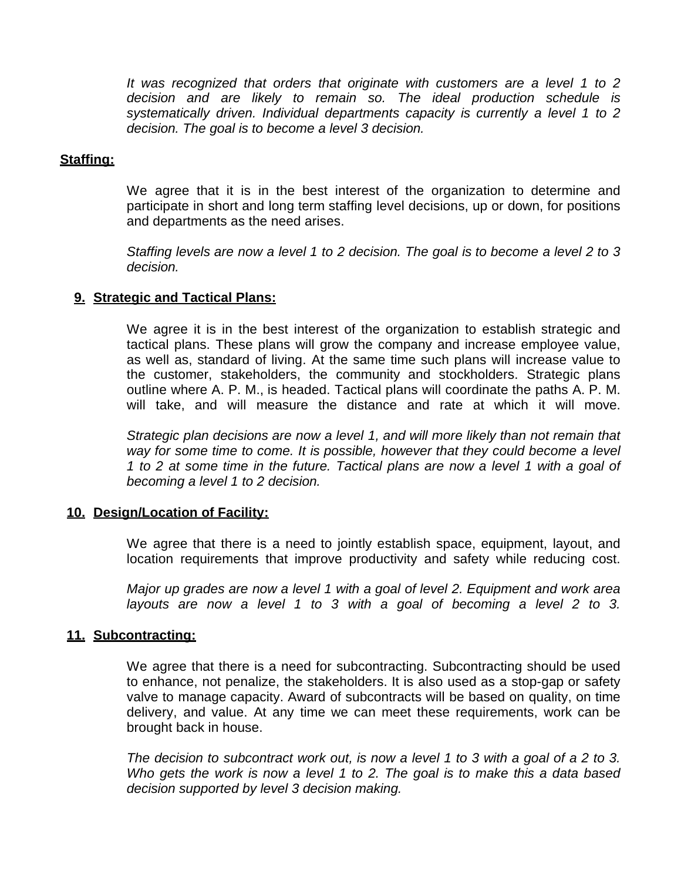*It was recognized that orders that originate with customers are a level 1 to 2 decision and are likely to remain so. The ideal production schedule is systematically driven. Individual departments capacity is currently a level 1 to 2 decision. The goal is to become a level 3 decision.*

**Staffing:**

We agree that it is in the best interest of the organization to determine and participate in short and long term staffing level decisions, up or down, for positions and departments as the need arises.

*Staffing levels are now a level 1 to 2 decision. The goal is to become a level 2 to 3 decision.*

**9. Strategic and Tactical Plans:**

We agree it is in the best interest of the organization to establish strategic and tactical plans. These plans will grow the company and increase employee value, as well as, standard of living. At the same time such plans will increase value to the customer, stakeholders, the community and stockholders. Strategic plans outline where A. P. M., is headed. Tactical plans will coordinate the paths A. P. M. will take, and will measure the distance and rate at which it will move.

*Strategic plan decisions are now a level 1, and will more likely than not remain that way for some time to come. It is possible, however that they could become a level 1 to 2 at some time in the future. Tactical plans are now a level 1 with a goal of becoming a level 1 to 2 decision.*

**10. Design/Location of Facility:**

We agree that there is a need to jointly establish space, equipment, layout, and location requirements that improve productivity and safety while reducing cost.

*Major up grades are now a level 1 with a goal of level 2. Equipment and work area layouts are now a level 1 to 3 with a goal of becoming a level 2 to 3.*

**11. Subcontracting:**

We agree that there is a need for subcontracting. Subcontracting should be used to enhance, not penalize, the stakeholders. It is also used as a stop-gap or safety valve to manage capacity. Award of subcontracts will be based on quality, on time delivery, and value. At any time we can meet these requirements, work can be brought back in house.

*The decision to subcontract work out, is now a level 1 to 3 with a goal of a 2 to 3. Who gets the work is now a level 1 to 2. The goal is to make this a data based decision supported by level 3 decision making.*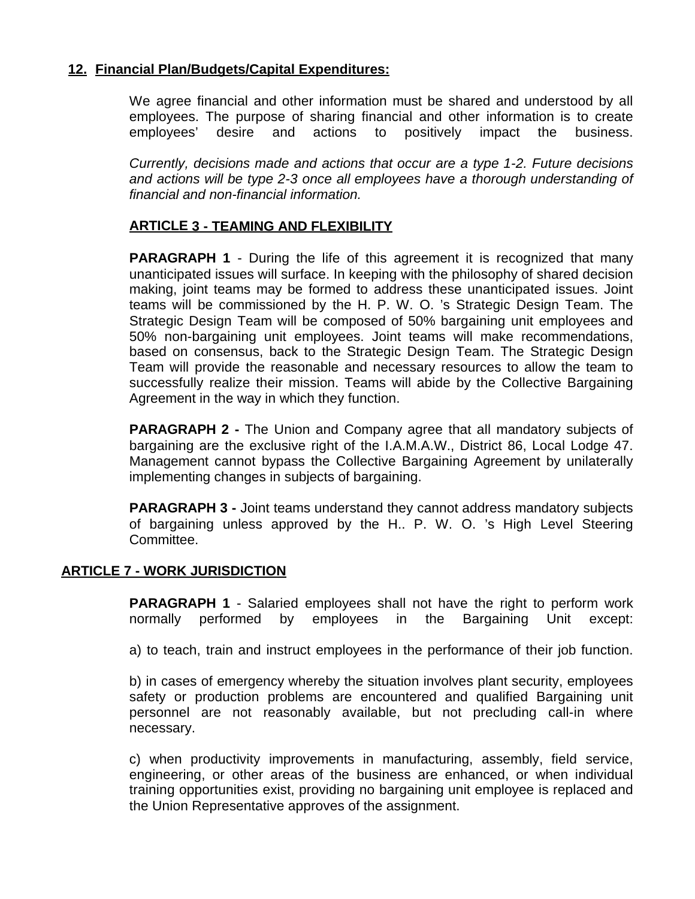**12. Financial Plan/Budgets/Capital Expenditures:**

We agree financial and other information must be shared and understood by all employees. The purpose of sharing financial and other information is to create employees' desire and actions to positively impact the business.

*Currently, decisions made and actions that occur are a type 1-2. Future decisions and actions will be type 2-3 once all employees have a thorough understanding of financial and non-financial information.*

## ARTICLE 3 - TEAMING AND FLEXIBILITY

**PARAGRAPH 1** - During the life of this agreement it is recognized that many unanticipated issues will surface. In keeping with the philosophy of shared decision making, joint teams may be formed to address these unanticipated issues. Joint teams will be commissioned by the H. P. W. O. 's Strategic Design Team. The Strategic Design Team will be composed of 50% bargaining unit employees and 50% non-bargaining unit employees. Joint teams will make recommendations, based on consensus, back to the Strategic Design Team. The Strategic Design Team will provide the reasonable and necessary resources to allow the team to successfully realize their mission. Teams will abide by the Collective Bargaining Agreement in the way in which they function.

**PARAGRAPH 2 -** The Union and Company agree that all mandatory subjects of bargaining are the exclusive right of the I.A.M.A.W., District 86, Local Lodge 47. Management cannot bypass the Collective Bargaining Agreement by unilaterally implementing changes in subjects of bargaining.

**PARAGRAPH 3 -** Joint teams understand they cannot address mandatory subjects of bargaining unless approved by the H.. P. W. O. 's High Level Steering Committee.

## ARTICLE 7 - WORK JURISDICTION

**PARAGRAPH 1** - Salaried employees shall not have the right to perform work normally performed by employees in the Bargaining Unit except:

a) to teach, train and instruct employees in the performance of their job function.

b) in cases of emergency whereby the situation involves plant security, employees safety or production problems are encountered and qualified Bargaining unit personnel are not reasonably available, but not precluding call-in where necessary.

c) when productivity improvements in manufacturing, assembly, field service, engineering, or other areas of the business are enhanced, or when individual training opportunities exist, providing no bargaining unit employee is replaced and the Union Representative approves of the assignment.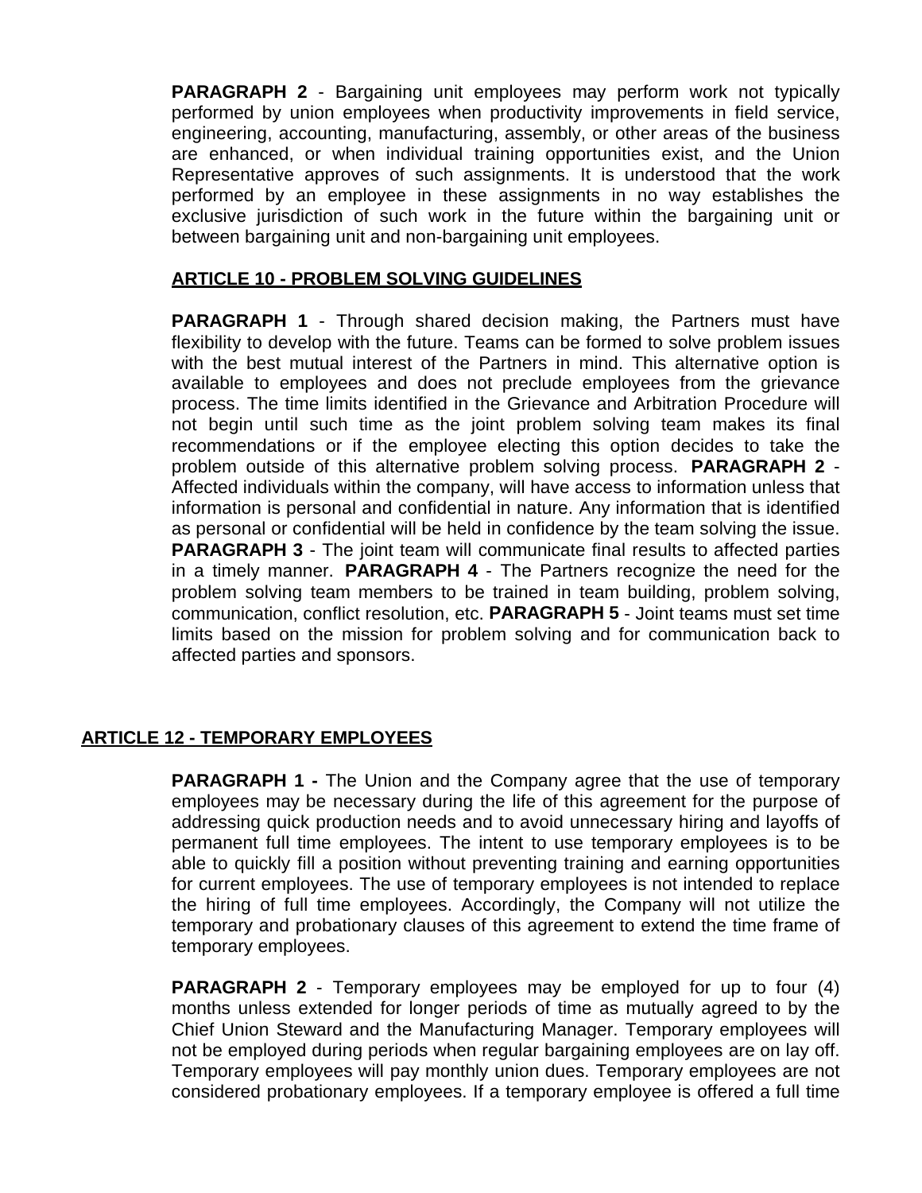**PARAGRAPH 2** - Bargaining unit employees may perform work not typically performed by union employees when productivity improvements in field service, engineering, accounting, manufacturing, assembly, or other areas of the business are enhanced, or when individual training opportunities exist, and the Union Representative approves of such assignments. It is understood that the work performed by an employee in these assignments in no way establishes the exclusive jurisdiction of such work in the future within the bargaining unit or between bargaining unit and non-bargaining unit employees.

## ARTICLE 10 - PROBLEM SOLVING GUIDELINES

**PARAGRAPH 1** - Through shared decision making, the Partners must have flexibility to develop with the future. Teams can be formed to solve problem issues with the best mutual interest of the Partners in mind. This alternative option is available to employees and does not preclude employees from the grievance process. The time limits identified in the Grievance and Arbitration Procedure will not begin until such time as the joint problem solving team makes its final recommendations or if the employee electing this option decides to take the problem outside of this alternative problem solving process. **PARAGRAPH 2** - Affected individuals within the company, will have access to information unless that information is personal and confidential in nature. Any information that is identified as personal or confidential will be held in confidence by the team solving the issue. **PARAGRAPH 3** - The joint team will communicate final results to affected parties in a timely manner. **PARAGRAPH 4** - The Partners recognize the need for the problem solving team members to be trained in team building, problem solving, communication, conflict resolution, etc. **PARAGRAPH 5** - Joint teams must set time limits based on the mission for problem solving and for communication back to affected parties and sponsors.

## ARTICLE 12 - TEMPORARY EMPLOYEES

**PARAGRAPH 1 -** The Union and the Company agree that the use of temporary employees may be necessary during the life of this agreement for the purpose of addressing quick production needs and to avoid unnecessary hiring and layoffs of permanent full time employees. The intent to use temporary employees is to be able to quickly fill a position without preventing training and earning opportunities for current employees. The use of temporary employees is not intended to replace the hiring of full time employees. Accordingly, the Company will not utilize the temporary and probationary clauses of this agreement to extend the time frame of temporary employees.

**PARAGRAPH 2** - Temporary employees may be employed for up to four (4) months unless extended for longer periods of time as mutually agreed to by the Chief Union Steward and the Manufacturing Manager. Temporary employees will not be employed during periods when regular bargaining employees are on lay off. Temporary employees will pay monthly union dues. Temporary employees are not considered probationary employees. If a temporary employee is offered a full time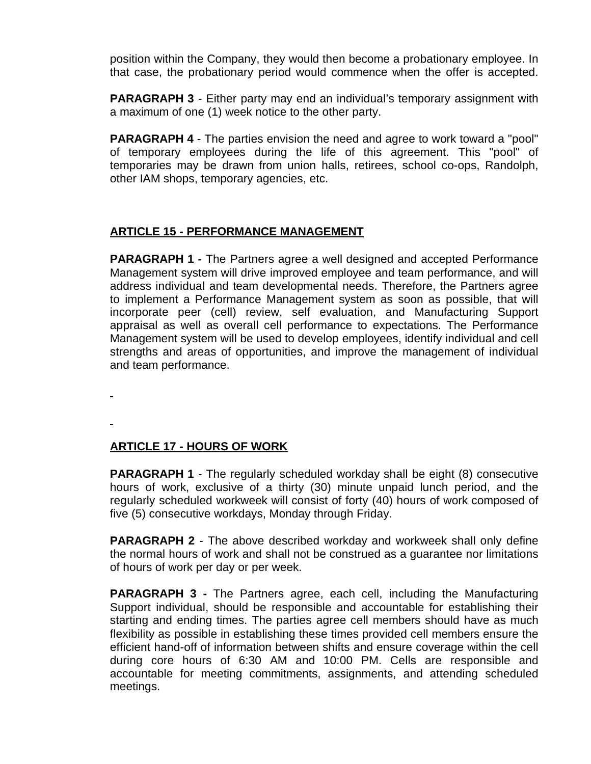position within the Company, they would then become a probationary employee. In that case, the probationary period would commence when the offer is accepted.

**PARAGRAPH 3** - Either party may end an individual's temporary assignment with a maximum of one (1) week notice to the other party.

**PARAGRAPH 4** - The parties envision the need and agree to work toward a "pool" of temporary employees during the life of this agreement. This "pool" of temporaries may be drawn from union halls, retirees, school co-ops, Randolph, other IAM shops, temporary agencies, etc.

## ARTICLE 15 - PERFORMANCE MANAGEMENT

**PARAGRAPH 1 -** The Partners agree a well designed and accepted Performance Management system will drive improved employee and team performance, and will address individual and team developmental needs. Therefore, the Partners agree to implement a Performance Management system as soon as possible, that will incorporate peer (cell) review, self evaluation, and Manufacturing Support appraisal as well as overall cell performance to expectations. The Performance Management system will be used to develop employees, identify individual and cell strengths and areas of opportunities, and improve the management of individual and team performance.

## ARTICLE 17 - HOURS OF WORK

**PARAGRAPH 1** - The regularly scheduled workday shall be eight (8) consecutive hours of work, exclusive of a thirty (30) minute unpaid lunch period, and the regularly scheduled workweek will consist of forty (40) hours of work composed of five (5) consecutive workdays, Monday through Friday.

**PARAGRAPH 2** - The above described workday and workweek shall only define the normal hours of work and shall not be construed as a guarantee nor limitations of hours of work per day or per week.

**PARAGRAPH 3 -** The Partners agree, each cell, including the Manufacturing Support individual, should be responsible and accountable for establishing their starting and ending times. The parties agree cell members should have as much flexibility as possible in establishing these times provided cell members ensure the efficient hand-off of information between shifts and ensure coverage within the cell during core hours of 6:30 AM and 10:00 PM. Cells are responsible and accountable for meeting commitments, assignments, and attending scheduled meetings.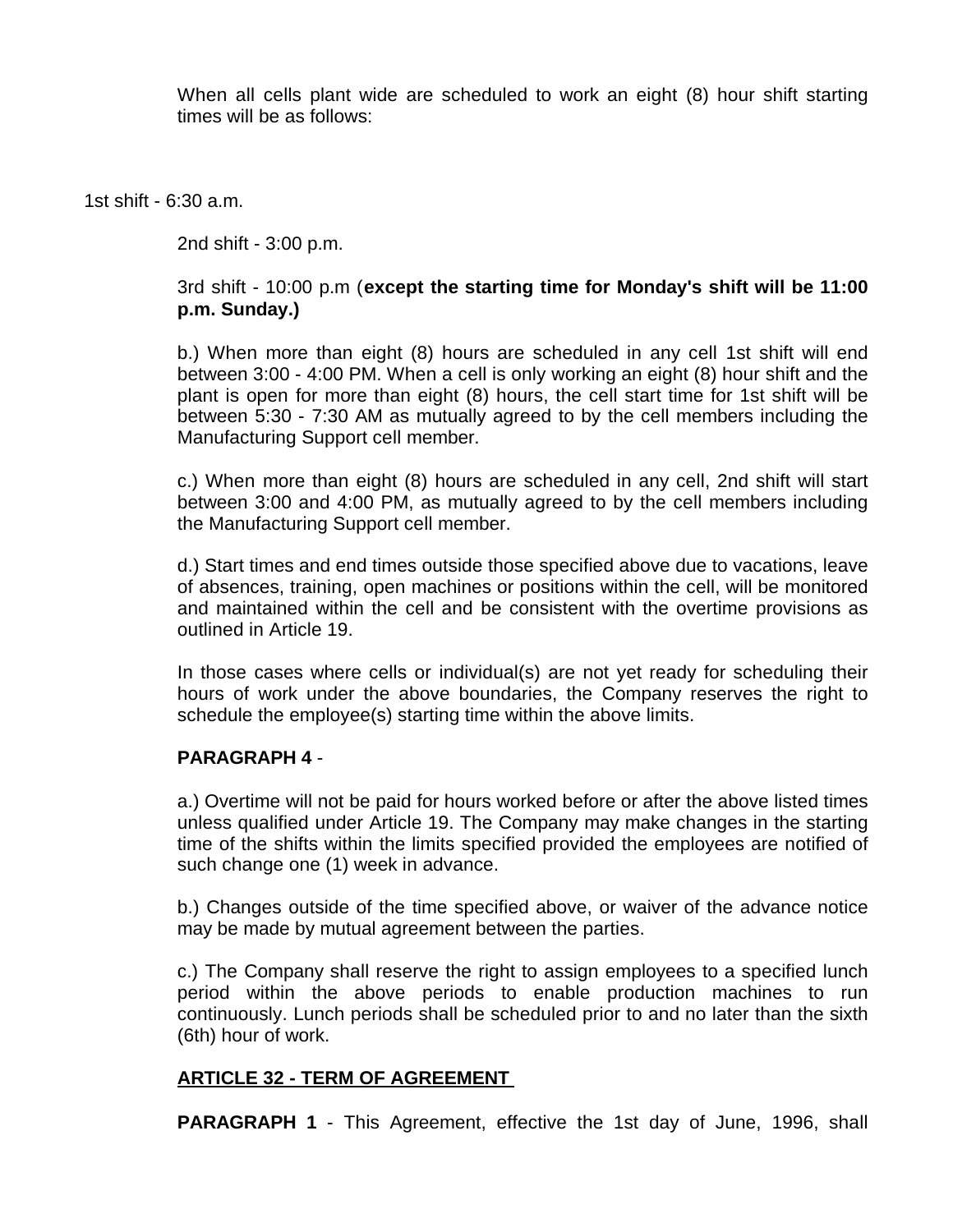When all cells plant wide are scheduled to work an eight (8) hour shift starting times will be as follows:

1st shift - 6:30 a.m.

2nd shift - 3:00 p.m.

3rd shift - 10:00 p.m (**except the starting time for Monday's shift will be 11:00 p.m. Sunday.)**

b.) When more than eight (8) hours are scheduled in any cell 1st shift will end between 3:00 - 4:00 PM. When a cell is only working an eight (8) hour shift and the plant is open for more than eight (8) hours, the cell start time for 1st shift will be between 5:30 - 7:30 AM as mutually agreed to by the cell members including the Manufacturing Support cell member.

c.) When more than eight (8) hours are scheduled in any cell, 2nd shift will start between 3:00 and 4:00 PM, as mutually agreed to by the cell members including the Manufacturing Support cell member.

d.) Start times and end times outside those specified above due to vacations, leave of absences, training, open machines or positions within the cell, will be monitored and maintained within the cell and be consistent with the overtime provisions as outlined in Article 19.

In those cases where cells or individual(s) are not yet ready for scheduling their hours of work under the above boundaries, the Company reserves the right to schedule the employee(s) starting time within the above limits.

**PARAGRAPH 4** -

a.) Overtime will not be paid for hours worked before or after the above listed times unless qualified under Article 19. The Company may make changes in the starting time of the shifts within the limits specified provided the employees are notified of such change one (1) week in advance.

b.) Changes outside of the time specified above, or waiver of the advance notice may be made by mutual agreement between the parties.

c.) The Company shall reserve the right to assign employees to a specified lunch period within the above periods to enable production machines to run continuously. Lunch periods shall be scheduled prior to and no later than the sixth (6th) hour of work.

## ARTICLE 32 - TERM OF AGREEMENT

**PARAGRAPH 1** - This Agreement, effective the 1st day of June, 1996, shall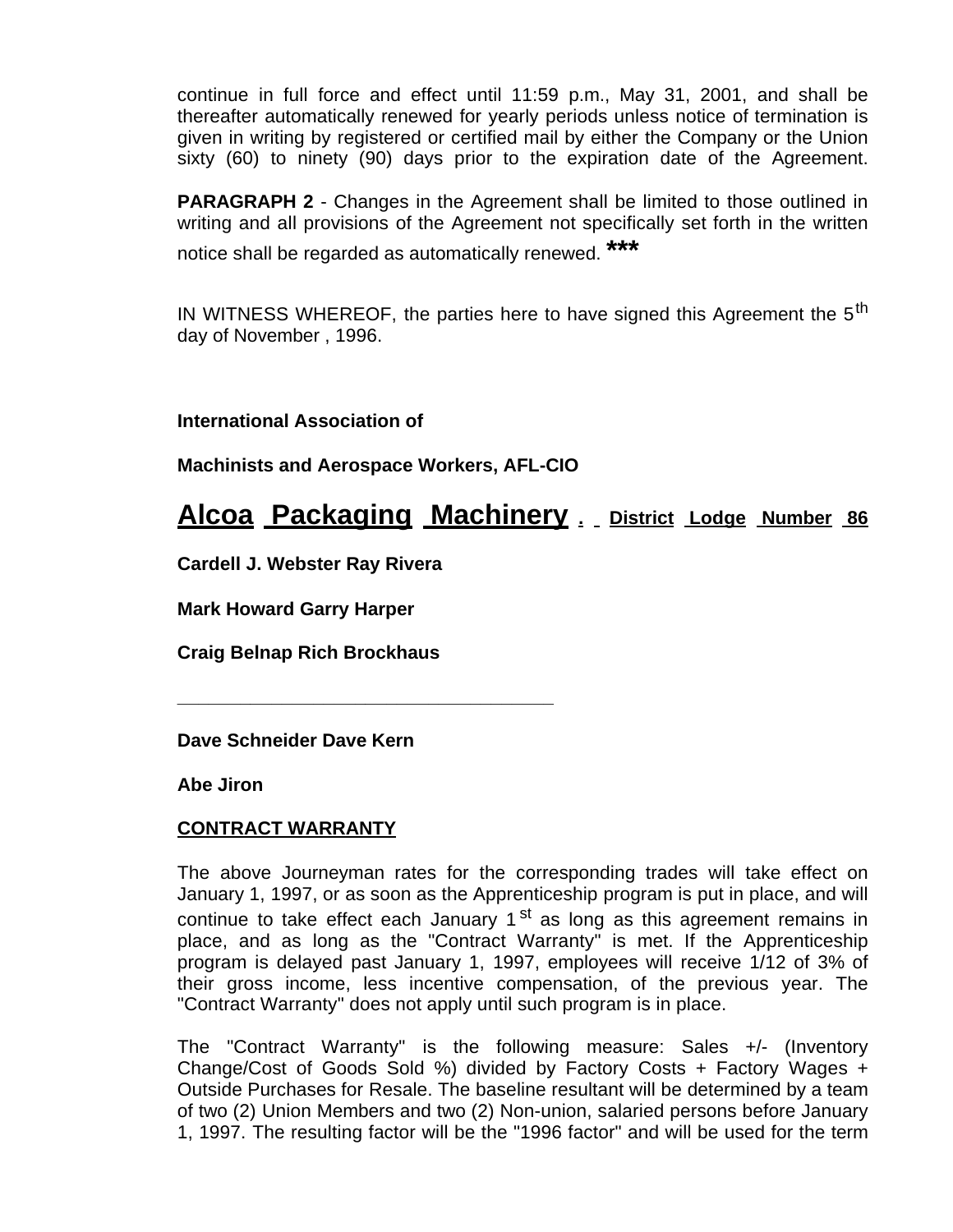continue in full force and effect until 11:59 p.m., May 31, 2001, and shall be thereafter automatically renewed for yearly periods unless notice of termination is given in writing by registered or certified mail by either the Company or the Union sixty (60) to ninety (90) days prior to the expiration date of the Agreement.

**PARAGRAPH 2** - Changes in the Agreement shall be limited to those outlined in writing and all provisions of the Agreement not specifically set forth in the written notice shall be regarded as automatically renewed. ***

IN WITNESS WHEREOF, the parties here to have signed this Agreement the 5th day of November , 1996.

**International Association of**

**Machinists and Aerospace Workers, AFL-CIO**

**Alcoa Packaging Machinery . District Lodge Number 86**

**Cardell J. Webster Ray Rivera**

**Mark Howard Garry Harper**

**Craig Belnap Rich Brockhaus**

---

**Dave Schneider Dave Kern**

**Abe Jiron**

**CONTRACT WARRANTY**

The above Journeyman rates for the corresponding trades will take effect on January 1, 1997, or as soon as the Apprenticeship program is put in place, and will continue to take effect each January 1st as long as this agreement remains in place, and as long as the "Contract Warranty" is met. If the Apprenticeship program is delayed past January 1, 1997, employees will receive 1/12 of 3% of their gross income, less incentive compensation, of the previous year. The "Contract Warranty" does not apply until such program is in place.

The "Contract Warranty" is the following measure: Sales +/- (Inventory Change/Cost of Goods Sold %) divided by Factory Costs + Factory Wages + Outside Purchases for Resale. The baseline resultant will be determined by a team of two (2) Union Members and two (2) Non-union, salaried persons before January 1, 1997. The resulting factor will be the "1996 factor" and will be used for the term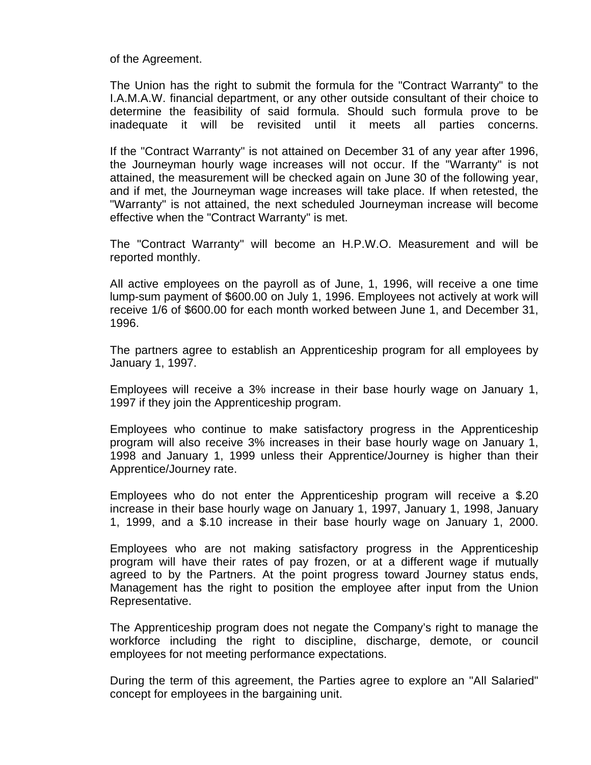of the Agreement.

The Union has the right to submit the formula for the "Contract Warranty" to the I.A.M.A.W. financial department, or any other outside consultant of their choice to determine the feasibility of said formula. Should such formula prove to be inadequate it will be revisited until it meets all parties concerns.

If the "Contract Warranty" is not attained on December 31 of any year after 1996, the Journeyman hourly wage increases will not occur. If the "Warranty" is not attained, the measurement will be checked again on June 30 of the following year, and if met, the Journeyman wage increases will take place. If when retested, the "Warranty" is not attained, the next scheduled Journeyman increase will become effective when the "Contract Warranty" is met.

The "Contract Warranty" will become an H.P.W.O. Measurement and will be reported monthly.

All active employees on the payroll as of June, 1, 1996, will receive a one time lump-sum payment of $600.00 on July 1, 1996. Employees not actively at work will receive 1/6 of $600.00 for each month worked between June 1, and December 31, 1996.

The partners agree to establish an Apprenticeship program for all employees by January 1, 1997.

Employees will receive a 3% increase in their base hourly wage on January 1, 1997 if they join the Apprenticeship program.

Employees who continue to make satisfactory progress in the Apprenticeship program will also receive 3% increases in their base hourly wage on January 1, 1998 and January 1, 1999 unless their Apprentice/Journey is higher than their Apprentice/Journey rate.

Employees who do not enter the Apprenticeship program will receive a $.20 increase in their base hourly wage on January 1, 1997, January 1, 1998, January 1, 1999, and a $.10 increase in their base hourly wage on January 1, 2000.

Employees who are not making satisfactory progress in the Apprenticeship program will have their rates of pay frozen, or at a different wage if mutually agreed to by the Partners. At the point progress toward Journey status ends, Management has the right to position the employee after input from the Union Representative.

The Apprenticeship program does not negate the Company's right to manage the workforce including the right to discipline, discharge, demote, or council employees for not meeting performance expectations.

During the term of this agreement, the Parties agree to explore an "All Salaried" concept for employees in the bargaining unit.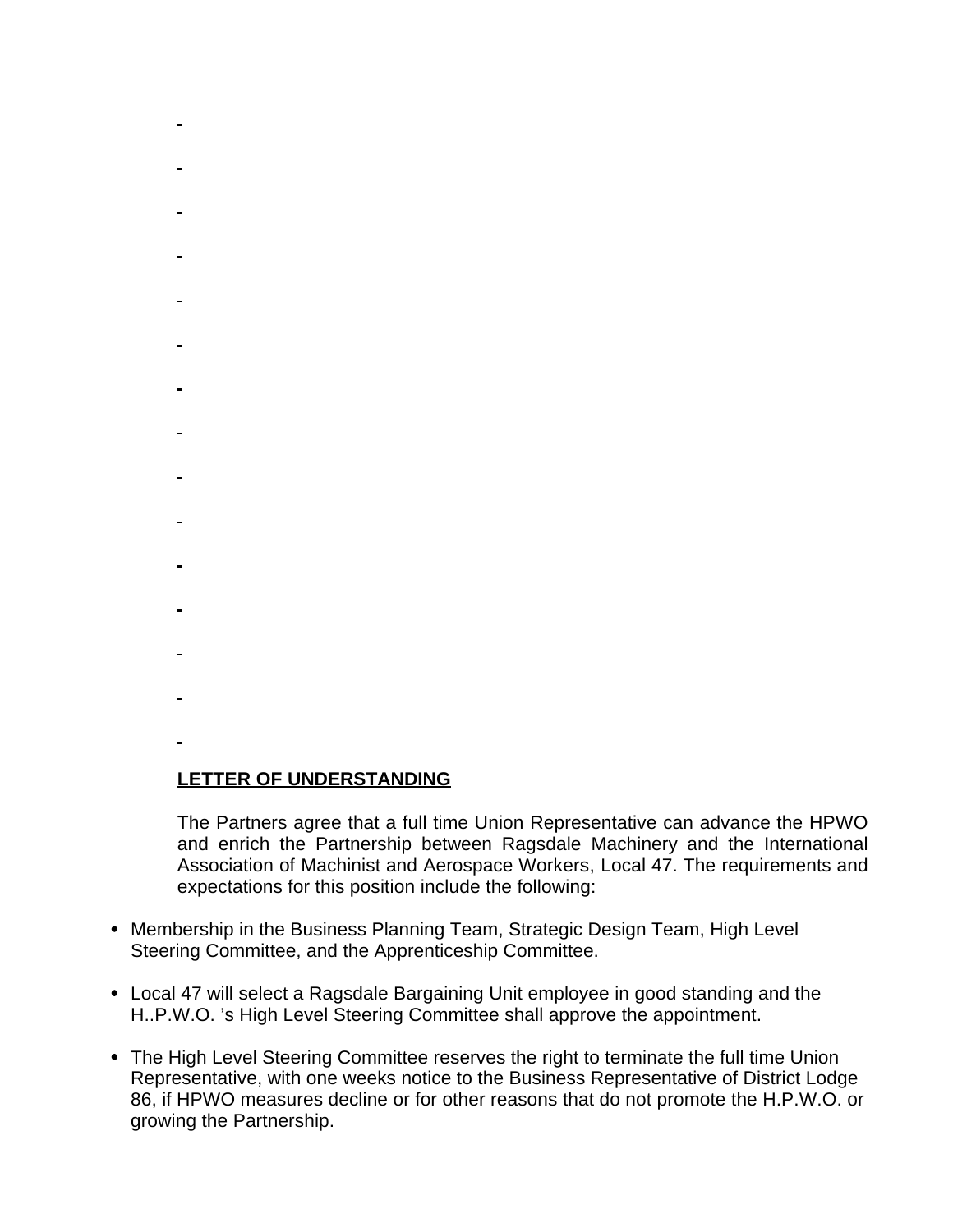-

-

-

-

-

-

-

-

-

-

-

-

-

-

-

**LETTER OF UNDERSTANDING**

The Partners agree that a full time Union Representative can advance the HPWO and enrich the Partnership between Ragsdale Machinery and the International Association of Machinist and Aerospace Workers, Local 47. The requirements and expectations for this position include the following:

- Membership in the Business Planning Team, Strategic Design Team, High Level Steering Committee, and the Apprenticeship Committee.

- Local 47 will select a Ragsdale Bargaining Unit employee in good standing and the H..P.W.O. 's High Level Steering Committee shall approve the appointment.

- The High Level Steering Committee reserves the right to terminate the full time Union Representative, with one weeks notice to the Business Representative of District Lodge 86, if HPWO measures decline or for other reasons that do not promote the H.P.W.O. or growing the Partnership.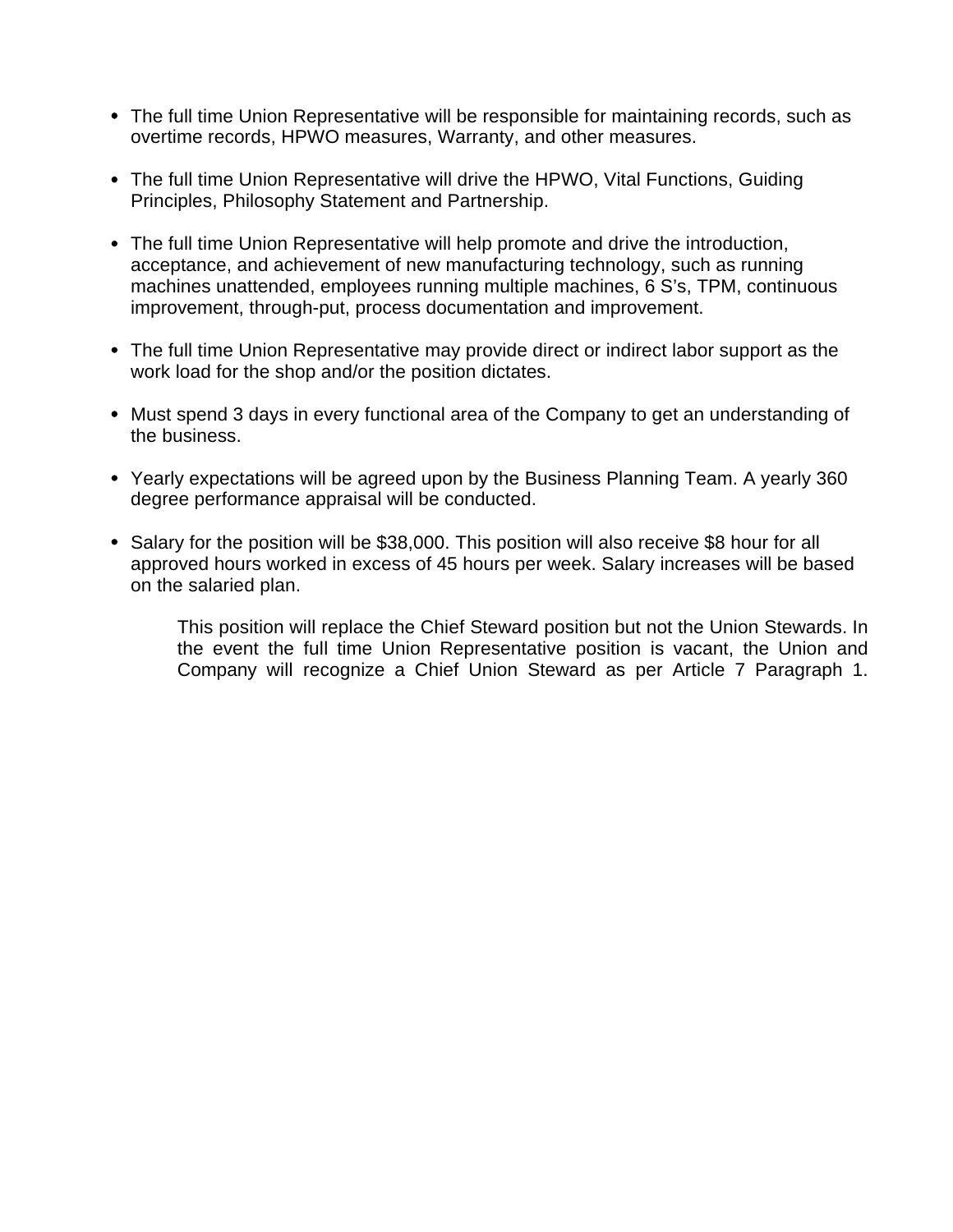- The full time Union Representative will be responsible for maintaining records, such as overtime records, HPWO measures, Warranty, and other measures.

- The full time Union Representative will drive the HPWO, Vital Functions, Guiding Principles, Philosophy Statement and Partnership.

- The full time Union Representative will help promote and drive the introduction, acceptance, and achievement of new manufacturing technology, such as running machines unattended, employees running multiple machines, 6 S's, TPM, continuous improvement, through-put, process documentation and improvement.

- The full time Union Representative may provide direct or indirect labor support as the work load for the shop and/or the position dictates.

- Must spend 3 days in every functional area of the Company to get an understanding of the business.

- Yearly expectations will be agreed upon by the Business Planning Team. A yearly 360 degree performance appraisal will be conducted.

- Salary for the position will be $38,000. This position will also receive $8 hour for all approved hours worked in excess of 45 hours per week. Salary increases will be based on the salaried plan.

This position will replace the Chief Steward position but not the Union Stewards. In the event the full time Union Representative position is vacant, the Union and Company will recognize a Chief Union Steward as per Article 7 Paragraph 1.